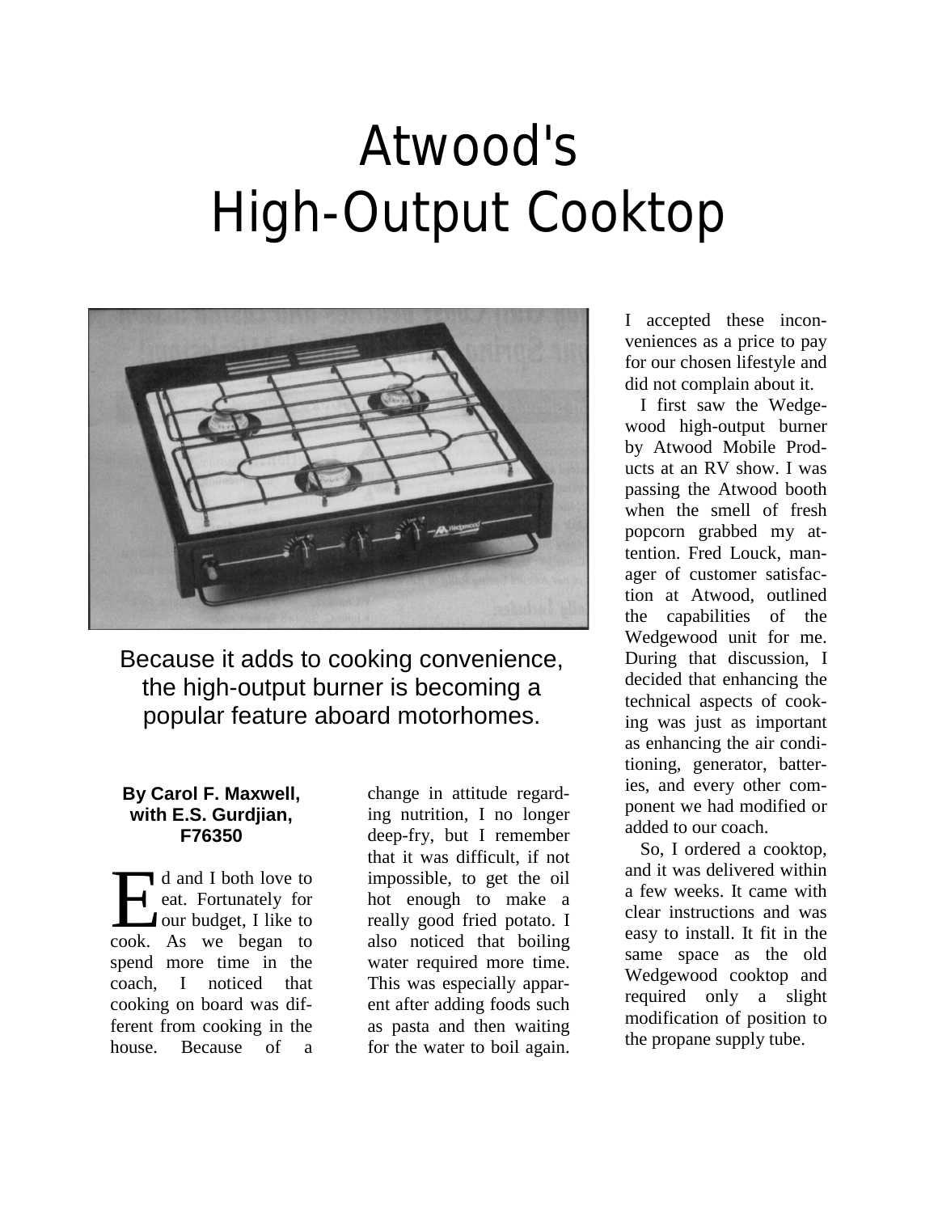# Atwood's High-Output Cooktop

Because it adds to cooking convenience, the high-output burner is becoming a popular feature aboard motorhomes.

**By Carol F. Maxwell, with E.S. Gurdjian, F76350**

Ed and I both love to eat. Fortunately for our budget, I like to cook. As we began to spend more time in the coach, I noticed that cooking on board was different from cooking in the house. Because of a change in attitude regarding nutrition, I no longer deep-fry, but I remember that it was difficult, if not impossible, to get the oil hot enough to make a really good fried potato. I also noticed that boiling water required more time. This was especially apparent after adding foods such as pasta and then waiting for the water to boil again. I accepted these inconveniences as a price to pay for our chosen lifestyle and did not complain about it.

I first saw the Wedgewood high-output burner by Atwood Mobile Products at an RV show. I was passing the Atwood booth when the smell of fresh popcorn grabbed my attention. Fred Louck, manager of customer satisfaction at Atwood, outlined the capabilities of the Wedgewood unit for me. During that discussion, I decided that enhancing the technical aspects of cooking was just as important as enhancing the air conditioning, generator, batteries, and every other component we had modified or added to our coach.

So, I ordered a cooktop, and it was delivered within a few weeks. It came with clear instructions and was easy to install. It fit in the same space as the old Wedgewood cooktop and required only a slight modification of position to the propane supply tube.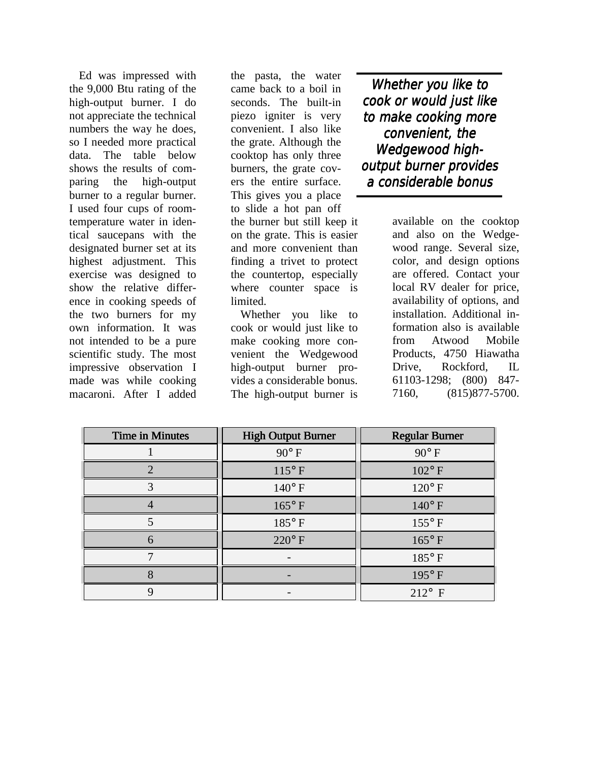Ed was impressed with the 9,000 Btu rating of the high-output burner. I do not appreciate the technical numbers the way he does, so I needed more practical data. The table below shows the results of comparing the high-output burner to a regular burner. I used four cups of room-temperature water in identical saucepans with the designated burner set at its highest adjustment. This exercise was designed to show the relative difference in cooking speeds of the two burners for my own information. It was not intended to be a pure scientific study. The most impressive observation I made was while cooking macaroni. After I added the pasta, the water came back to a boil in seconds. The built-in piezo igniter is very convenient. I also like the grate. Although the cooktop has only three burners, the grate covers the entire surface. This gives you a place to slide a hot pan off the burner but still keep it on the grate. This is easier and more convenient than finding a trivet to protect the countertop, especially where counter space is limited.

*Whether you like to cook or would just like to make cooking more convenient, the Wedgewood high-output burner provides a considerable bonus*

Whether you like to cook or would just like to make cooking more convenient the Wedgewood high-output burner provides a considerable bonus. The high-output burner is available on the cooktop and also on the Wedgewood range. Several size, color, and design options are offered. Contact your local RV dealer for price, availability of options, and installation. Additional information also is available from Atwood Mobile Products, 4750 Hiawatha Drive, Rockford, IL 61103-1298; (800) 847-7160, (815)877-5700.

| Time in Minutes | High Output Burner | Regular Burner |
|---|---|---|
| 1 | 90° F | 90° F |
| 2 | 115° F | 102° F |
| 3 | 140° F | 120° F |
| 4 | 165° F | 140° F |
| 5 | 185° F | 155° F |
| 6 | 220° F | 165° F |
| 7 | - | 185° F |
| 8 | - | 195° F |
| 9 | - | 212° F |